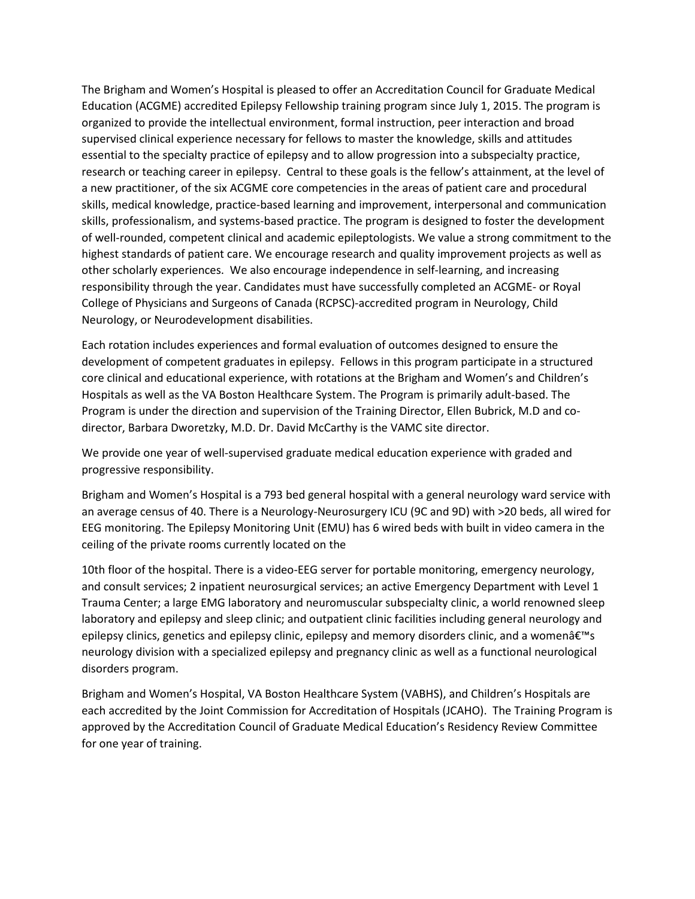The Brigham and Women's Hospital is pleased to offer an Accreditation Council for Graduate Medical Education (ACGME) accredited Epilepsy Fellowship training program since July 1, 2015. The program is organized to provide the intellectual environment, formal instruction, peer interaction and broad supervised clinical experience necessary for fellows to master the knowledge, skills and attitudes essential to the specialty practice of epilepsy and to allow progression into a subspecialty practice, research or teaching career in epilepsy. Central to these goals is the fellow's attainment, at the level of a new practitioner, of the six ACGME core competencies in the areas of patient care and procedural skills, medical knowledge, practice-based learning and improvement, interpersonal and communication skills, professionalism, and systems-based practice. The program is designed to foster the development of well-rounded, competent clinical and academic epileptologists. We value a strong commitment to the highest standards of patient care. We encourage research and quality improvement projects as well as other scholarly experiences. We also encourage independence in self-learning, and increasing responsibility through the year. Candidates must have successfully completed an ACGME- or Royal College of Physicians and Surgeons of Canada (RCPSC)-accredited program in Neurology, Child Neurology, or Neurodevelopment disabilities.

Each rotation includes experiences and formal evaluation of outcomes designed to ensure the development of competent graduates in epilepsy. Fellows in this program participate in a structured core clinical and educational experience, with rotations at the Brigham and Women's and Children's Hospitals as well as the VA Boston Healthcare System. The Program is primarily adult-based. The Program is under the direction and supervision of the Training Director, Ellen Bubrick, M.D and co-director, Barbara Dworetzky, M.D. Dr. David McCarthy is the VAMC site director.

We provide one year of well-supervised graduate medical education experience with graded and progressive responsibility.

Brigham and Women's Hospital is a 793 bed general hospital with a general neurology ward service with an average census of 40. There is a Neurology-Neurosurgery ICU (9C and 9D) with >20 beds, all wired for EEG monitoring. The Epilepsy Monitoring Unit (EMU) has 6 wired beds with built in video camera in the ceiling of the private rooms currently located on the

10th floor of the hospital. There is a video-EEG server for portable monitoring, emergency neurology, and consult services; 2 inpatient neurosurgical services; an active Emergency Department with Level 1 Trauma Center; a large EMG laboratory and neuromuscular subspecialty clinic, a world renowned sleep laboratory and epilepsy and sleep clinic; and outpatient clinic facilities including general neurology and epilepsy clinics, genetics and epilepsy clinic, epilepsy and memory disorders clinic, and a womenâ€™s neurology division with a specialized epilepsy and pregnancy clinic as well as a functional neurological disorders program.

Brigham and Women's Hospital, VA Boston Healthcare System (VABHS), and Children's Hospitals are each accredited by the Joint Commission for Accreditation of Hospitals (JCAHO). The Training Program is approved by the Accreditation Council of Graduate Medical Education's Residency Review Committee for one year of training.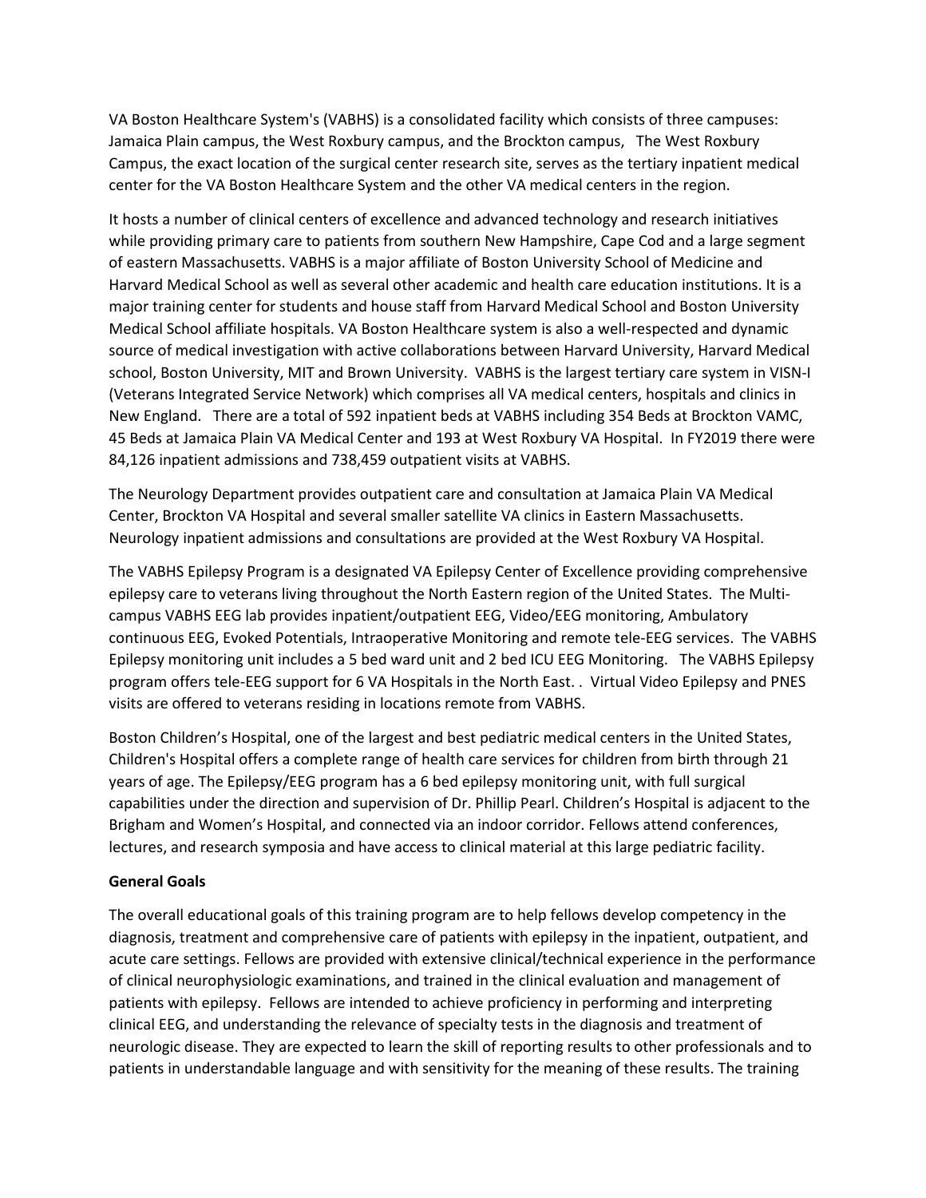VA Boston Healthcare System's (VABHS) is a consolidated facility which consists of three campuses: Jamaica Plain campus, the West Roxbury campus, and the Brockton campus, The West Roxbury Campus, the exact location of the surgical center research site, serves as the tertiary inpatient medical center for the VA Boston Healthcare System and the other VA medical centers in the region.

It hosts a number of clinical centers of excellence and advanced technology and research initiatives while providing primary care to patients from southern New Hampshire, Cape Cod and a large segment of eastern Massachusetts. VABHS is a major affiliate of Boston University School of Medicine and Harvard Medical School as well as several other academic and health care education institutions. It is a major training center for students and house staff from Harvard Medical School and Boston University Medical School affiliate hospitals. VA Boston Healthcare system is also a well-respected and dynamic source of medical investigation with active collaborations between Harvard University, Harvard Medical school, Boston University, MIT and Brown University. VABHS is the largest tertiary care system in VISN-I (Veterans Integrated Service Network) which comprises all VA medical centers, hospitals and clinics in New England. There are a total of 592 inpatient beds at VABHS including 354 Beds at Brockton VAMC, 45 Beds at Jamaica Plain VA Medical Center and 193 at West Roxbury VA Hospital. In FY2019 there were 84,126 inpatient admissions and 738,459 outpatient visits at VABHS.

The Neurology Department provides outpatient care and consultation at Jamaica Plain VA Medical Center, Brockton VA Hospital and several smaller satellite VA clinics in Eastern Massachusetts. Neurology inpatient admissions and consultations are provided at the West Roxbury VA Hospital.

The VABHS Epilepsy Program is a designated VA Epilepsy Center of Excellence providing comprehensive epilepsy care to veterans living throughout the North Eastern region of the United States. The Multi-campus VABHS EEG lab provides inpatient/outpatient EEG, Video/EEG monitoring, Ambulatory continuous EEG, Evoked Potentials, Intraoperative Monitoring and remote tele-EEG services. The VABHS Epilepsy monitoring unit includes a 5 bed ward unit and 2 bed ICU EEG Monitoring. The VABHS Epilepsy program offers tele-EEG support for 6 VA Hospitals in the North East. . Virtual Video Epilepsy and PNES visits are offered to veterans residing in locations remote from VABHS.

Boston Children's Hospital, one of the largest and best pediatric medical centers in the United States, Children's Hospital offers a complete range of health care services for children from birth through 21 years of age. The Epilepsy/EEG program has a 6 bed epilepsy monitoring unit, with full surgical capabilities under the direction and supervision of Dr. Phillip Pearl. Children's Hospital is adjacent to the Brigham and Women's Hospital, and connected via an indoor corridor. Fellows attend conferences, lectures, and research symposia and have access to clinical material at this large pediatric facility.

**General Goals**

The overall educational goals of this training program are to help fellows develop competency in the diagnosis, treatment and comprehensive care of patients with epilepsy in the inpatient, outpatient, and acute care settings. Fellows are provided with extensive clinical/technical experience in the performance of clinical neurophysiologic examinations, and trained in the clinical evaluation and management of patients with epilepsy. Fellows are intended to achieve proficiency in performing and interpreting clinical EEG, and understanding the relevance of specialty tests in the diagnosis and treatment of neurologic disease. They are expected to learn the skill of reporting results to other professionals and to patients in understandable language and with sensitivity for the meaning of these results. The training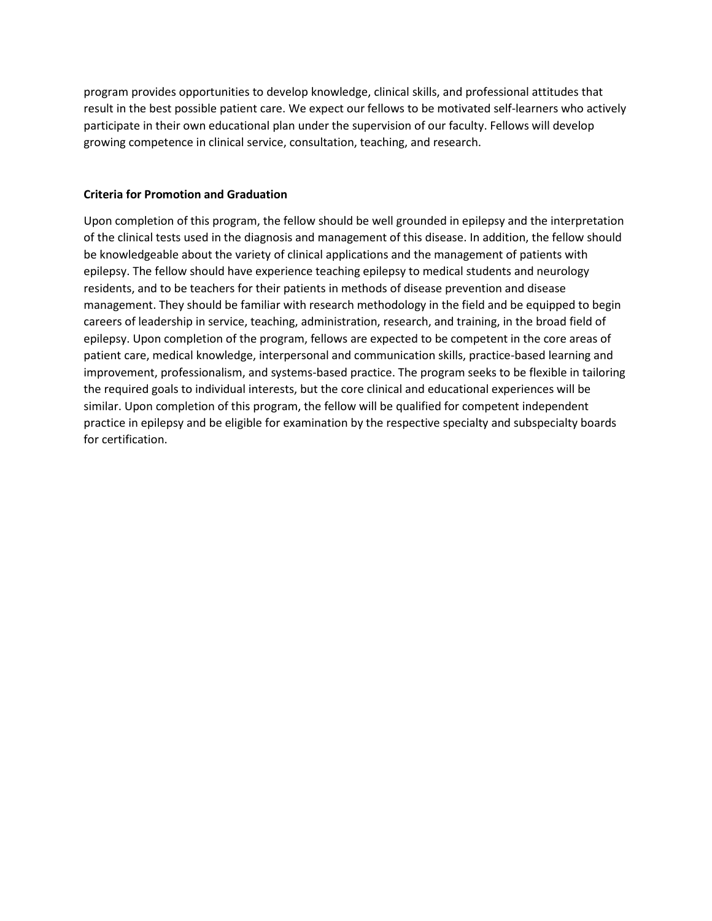program provides opportunities to develop knowledge, clinical skills, and professional attitudes that result in the best possible patient care. We expect our fellows to be motivated self-learners who actively participate in their own educational plan under the supervision of our faculty. Fellows will develop growing competence in clinical service, consultation, teaching, and research.

**Criteria for Promotion and Graduation**

Upon completion of this program, the fellow should be well grounded in epilepsy and the interpretation of the clinical tests used in the diagnosis and management of this disease. In addition, the fellow should be knowledgeable about the variety of clinical applications and the management of patients with epilepsy. The fellow should have experience teaching epilepsy to medical students and neurology residents, and to be teachers for their patients in methods of disease prevention and disease management. They should be familiar with research methodology in the field and be equipped to begin careers of leadership in service, teaching, administration, research, and training, in the broad field of epilepsy. Upon completion of the program, fellows are expected to be competent in the core areas of patient care, medical knowledge, interpersonal and communication skills, practice-based learning and improvement, professionalism, and systems-based practice. The program seeks to be flexible in tailoring the required goals to individual interests, but the core clinical and educational experiences will be similar. Upon completion of this program, the fellow will be qualified for competent independent practice in epilepsy and be eligible for examination by the respective specialty and subspecialty boards for certification.